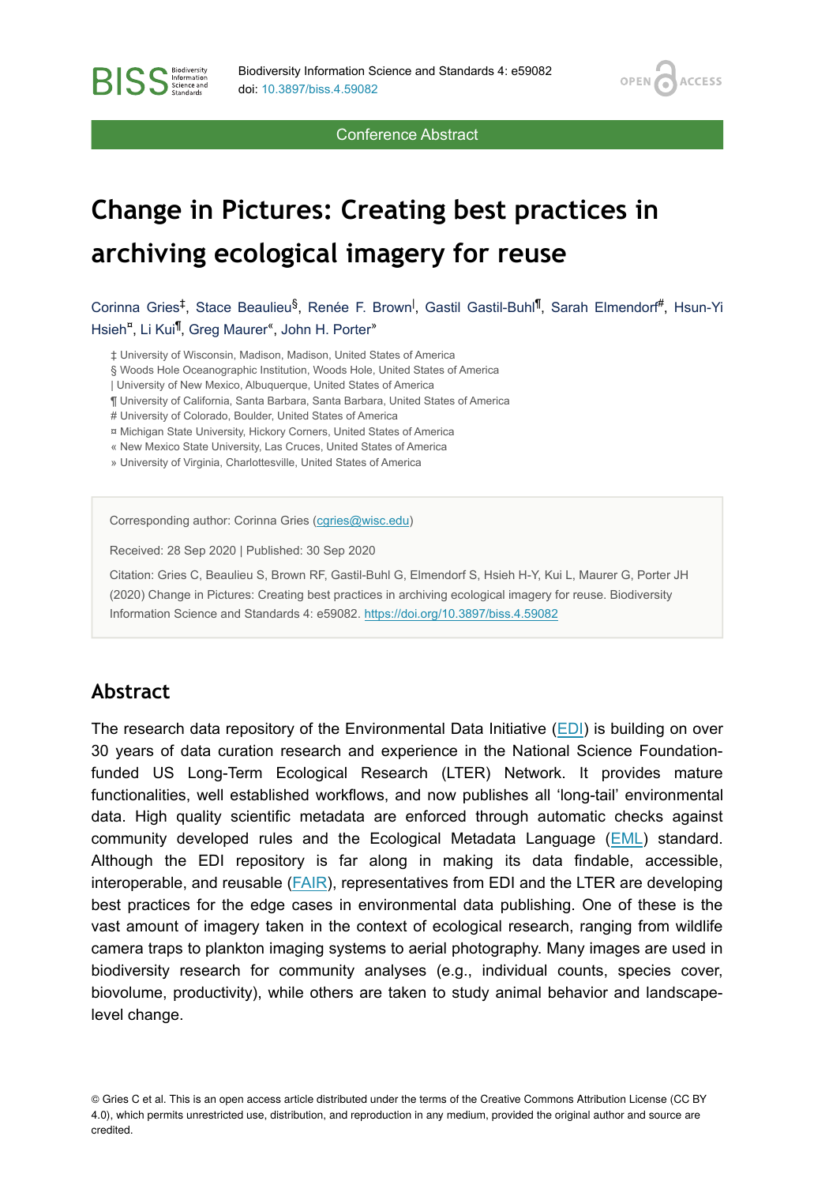Conference Abstract

# Change in Pictures: Creating best practices in archiving ecological imagery for reuse

Corinna Gries[‡], Stace Beaulieu[§], Renée F. Brown[|], Gastil Gastil-Buhl[¶], Sarah Elmendorf[#], Hsun-Yi Hsieh[¤], Li Kui[¶], Greg Maurer[«], John H. Porter[»]

‡ University of Wisconsin, Madison, Madison, United States of America
§ Woods Hole Oceanographic Institution, Woods Hole, United States of America
| University of New Mexico, Albuquerque, United States of America
¶ University of California, Santa Barbara, Santa Barbara, United States of America
# University of Colorado, Boulder, United States of America
¤ Michigan State University, Hickory Corners, United States of America
« New Mexico State University, Las Cruces, United States of America
» University of Virginia, Charlottesville, United States of America

Corresponding author: Corinna Gries (cgries@wisc.edu)

Received: 28 Sep 2020 | Published: 30 Sep 2020

Citation: Gries C, Beaulieu S, Brown RF, Gastil-Buhl G, Elmendorf S, Hsieh H-Y, Kui L, Maurer G, Porter JH (2020) Change in Pictures: Creating best practices in archiving ecological imagery for reuse. Biodiversity Information Science and Standards 4: e59082. https://doi.org/10.3897/biss.4.59082

## Abstract

The research data repository of the Environmental Data Initiative (EDI) is building on over 30 years of data curation research and experience in the National Science Foundation-funded US Long-Term Ecological Research (LTER) Network. It provides mature functionalities, well established workflows, and now publishes all 'long-tail' environmental data. High quality scientific metadata are enforced through automatic checks against community developed rules and the Ecological Metadata Language (EML) standard. Although the EDI repository is far along in making its data findable, accessible, interoperable, and reusable (FAIR), representatives from EDI and the LTER are developing best practices for the edge cases in environmental data publishing. One of these is the vast amount of imagery taken in the context of ecological research, ranging from wildlife camera traps to plankton imaging systems to aerial photography. Many images are used in biodiversity research for community analyses (e.g., individual counts, species cover, biovolume, productivity), while others are taken to study animal behavior and landscape-level change.

© Gries C et al. This is an open access article distributed under the terms of the Creative Commons Attribution License (CC BY 4.0), which permits unrestricted use, distribution, and reproduction in any medium, provided the original author and source are credited.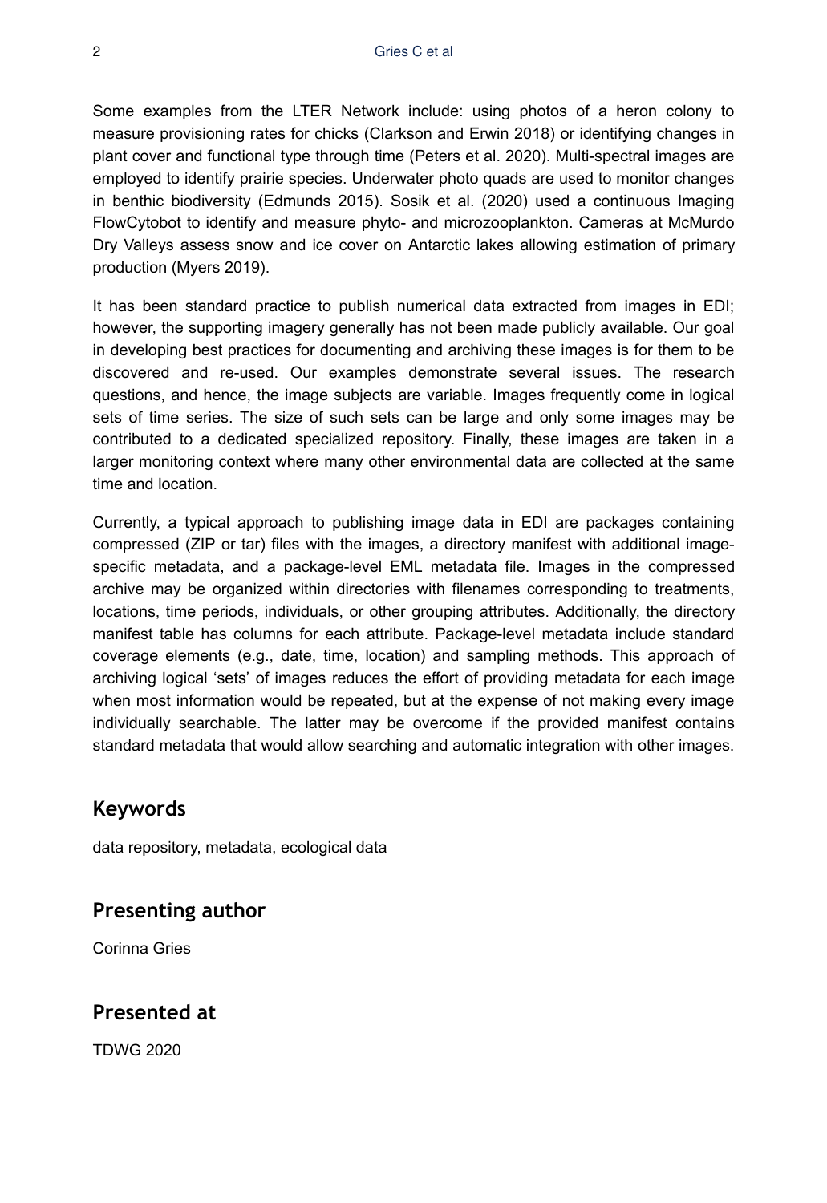Some examples from the LTER Network include: using photos of a heron colony to measure provisioning rates for chicks (Clarkson and Erwin 2018) or identifying changes in plant cover and functional type through time (Peters et al. 2020). Multi-spectral images are employed to identify prairie species. Underwater photo quads are used to monitor changes in benthic biodiversity (Edmunds 2015). Sosik et al. (2020) used a continuous Imaging FlowCytobot to identify and measure phyto- and microzooplankton. Cameras at McMurdo Dry Valleys assess snow and ice cover on Antarctic lakes allowing estimation of primary production (Myers 2019).

It has been standard practice to publish numerical data extracted from images in EDI; however, the supporting imagery generally has not been made publicly available. Our goal in developing best practices for documenting and archiving these images is for them to be discovered and re-used. Our examples demonstrate several issues. The research questions, and hence, the image subjects are variable. Images frequently come in logical sets of time series. The size of such sets can be large and only some images may be contributed to a dedicated specialized repository. Finally, these images are taken in a larger monitoring context where many other environmental data are collected at the same time and location.

Currently, a typical approach to publishing image data in EDI are packages containing compressed (ZIP or tar) files with the images, a directory manifest with additional image-specific metadata, and a package-level EML metadata file. Images in the compressed archive may be organized within directories with filenames corresponding to treatments, locations, time periods, individuals, or other grouping attributes. Additionally, the directory manifest table has columns for each attribute. Package-level metadata include standard coverage elements (e.g., date, time, location) and sampling methods. This approach of archiving logical 'sets' of images reduces the effort of providing metadata for each image when most information would be repeated, but at the expense of not making every image individually searchable. The latter may be overcome if the provided manifest contains standard metadata that would allow searching and automatic integration with other images.

## Keywords

data repository, metadata, ecological data

## Presenting author

Corinna Gries

## Presented at

TDWG 2020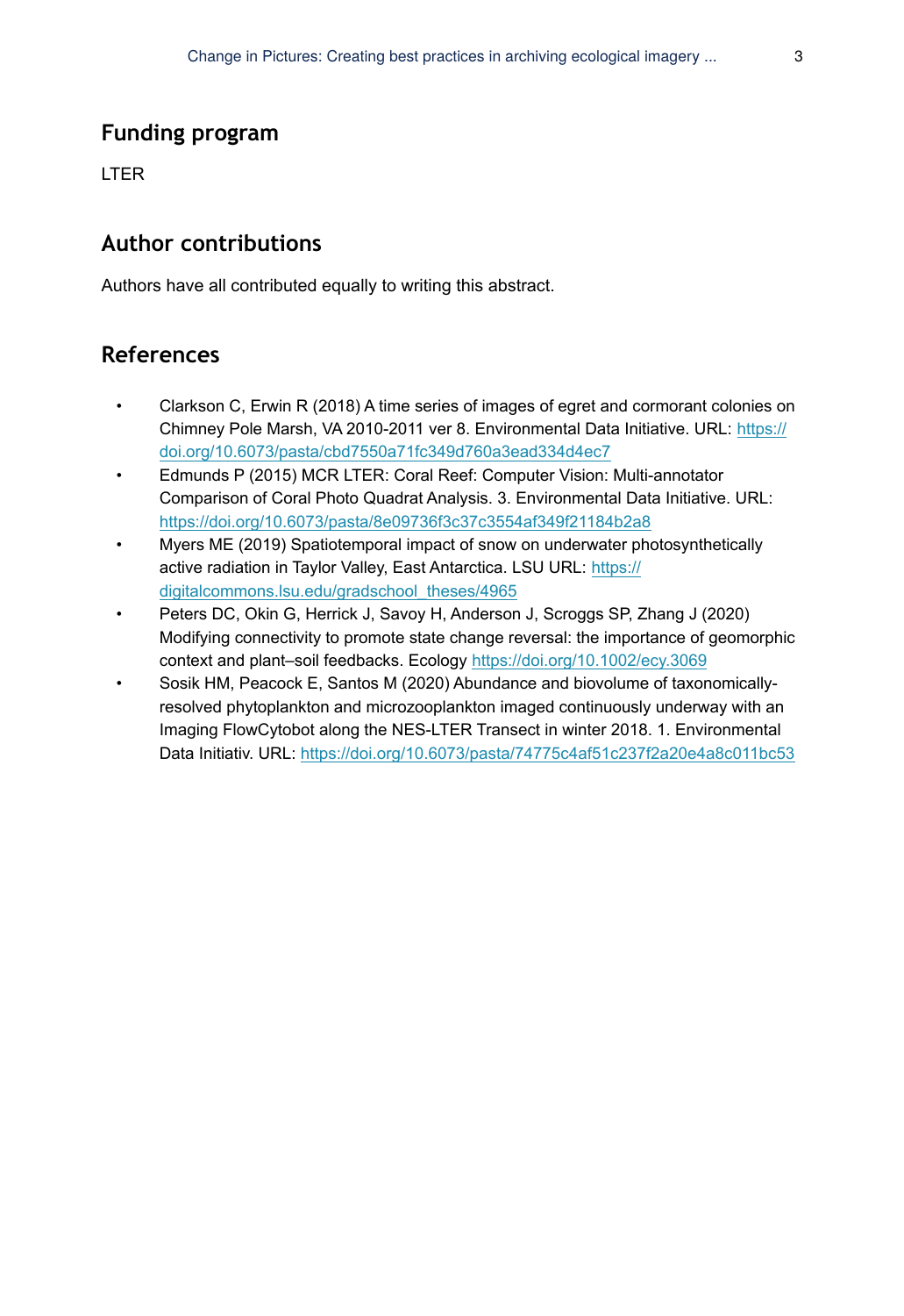## Funding program

LTER

## Author contributions

Authors have all contributed equally to writing this abstract.

## References

- Clarkson C, Erwin R (2018) A time series of images of egret and cormorant colonies on Chimney Pole Marsh, VA 2010-2011 ver 8. Environmental Data Initiative. URL: https://doi.org/10.6073/pasta/cbd7550a71fc349d760a3ead334d4ec7
- Edmunds P (2015) MCR LTER: Coral Reef: Computer Vision: Multi-annotator Comparison of Coral Photo Quadrat Analysis. 3. Environmental Data Initiative. URL: https://doi.org/10.6073/pasta/8e09736f3c37c3554af349f21184b2a8
- Myers ME (2019) Spatiotemporal impact of snow on underwater photosynthetically active radiation in Taylor Valley, East Antarctica. LSU URL: https://digitalcommons.lsu.edu/gradschool_theses/4965
- Peters DC, Okin G, Herrick J, Savoy H, Anderson J, Scroggs SP, Zhang J (2020) Modifying connectivity to promote state change reversal: the importance of geomorphic context and plant–soil feedbacks. Ecology https://doi.org/10.1002/ecy.3069
- Sosik HM, Peacock E, Santos M (2020) Abundance and biovolume of taxonomically-resolved phytoplankton and microzooplankton imaged continuously underway with an Imaging FlowCytobot along the NES-LTER Transect in winter 2018. 1. Environmental Data Initiativ. URL: https://doi.org/10.6073/pasta/74775c4af51c237f2a20e4a8c011bc53